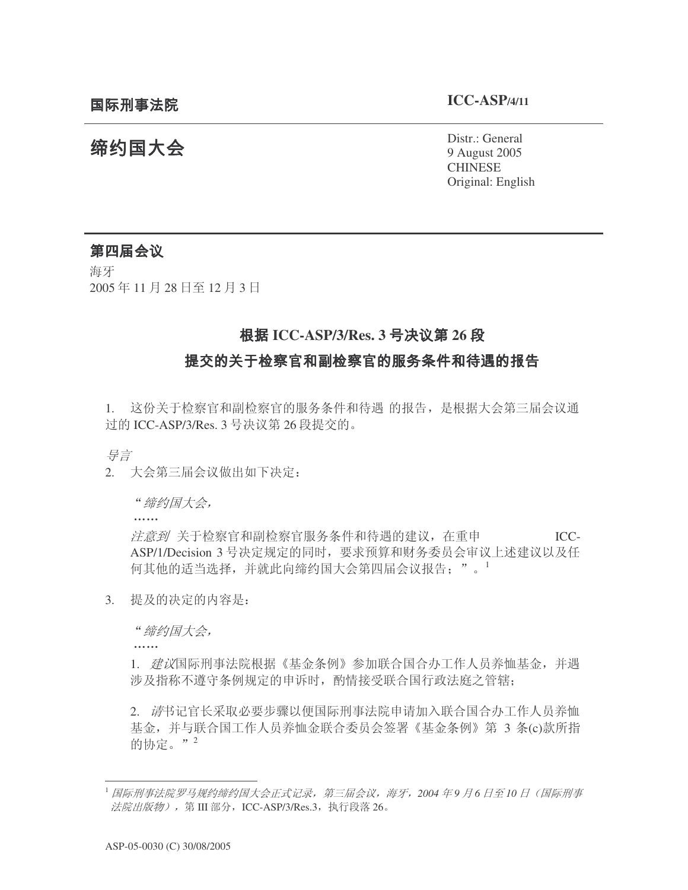**国际刑事法院** **ICC-ASP/4/11**

# 缔约国大会

Distr.: General
9 August 2005
CHINESE
Original: English

## 第四届会议

海牙
2005 年 11 月 28 日至 12 月 3 日

## 根据 ICC-ASP/3/Res. 3 号决议第 26 段提交的关于检察官和副检察官的服务条件和待遇的报告

1. 这份关于检察官和副检察官的服务条件和待遇 的报告，是根据大会第三届会议通过的 ICC-ASP/3/Res. 3 号决议第 26 段提交的。

*导言*

2. 大会第三届会议做出如下决定：

> "*缔约国大会*，
>
> ……
>
> *注意到* 关于检察官和副检察官服务条件和待遇的建议，在重申 ICC-ASP/1/Decision 3 号决定规定的同时，要求预算和财务委员会审议上述建议以及任何其他的适当选择，并就此向缔约国大会第四届会议报告；"。[1]

3. 提及的决定的内容是：

> "*缔约国大会*，
>
> ……
>
> 1. *建议*国际刑事法院根据《基金条例》参加联合国合办工作人员养恤基金，并遇涉及指称不遵守条例规定的申诉时，酌情接受联合国行政法庭之管辖；
>
> 2. *请*书记官长采取必要步骤以便国际刑事法院申请加入联合国合办工作人员养恤基金，并与联合国工作人员养恤金联合委员会签署《基金条例》第 3 条(c)款所指的协定。"[2]

---

[1] *国际刑事法院罗马规约缔约国大会正式记录，第三届会议，海牙，2004 年 9 月 6 日至 10 日（国际刑事法院出版物）*，第 III 部分，ICC-ASP/3/Res.3，执行段落 26。

ASP-05-0030 (C) 30/08/2005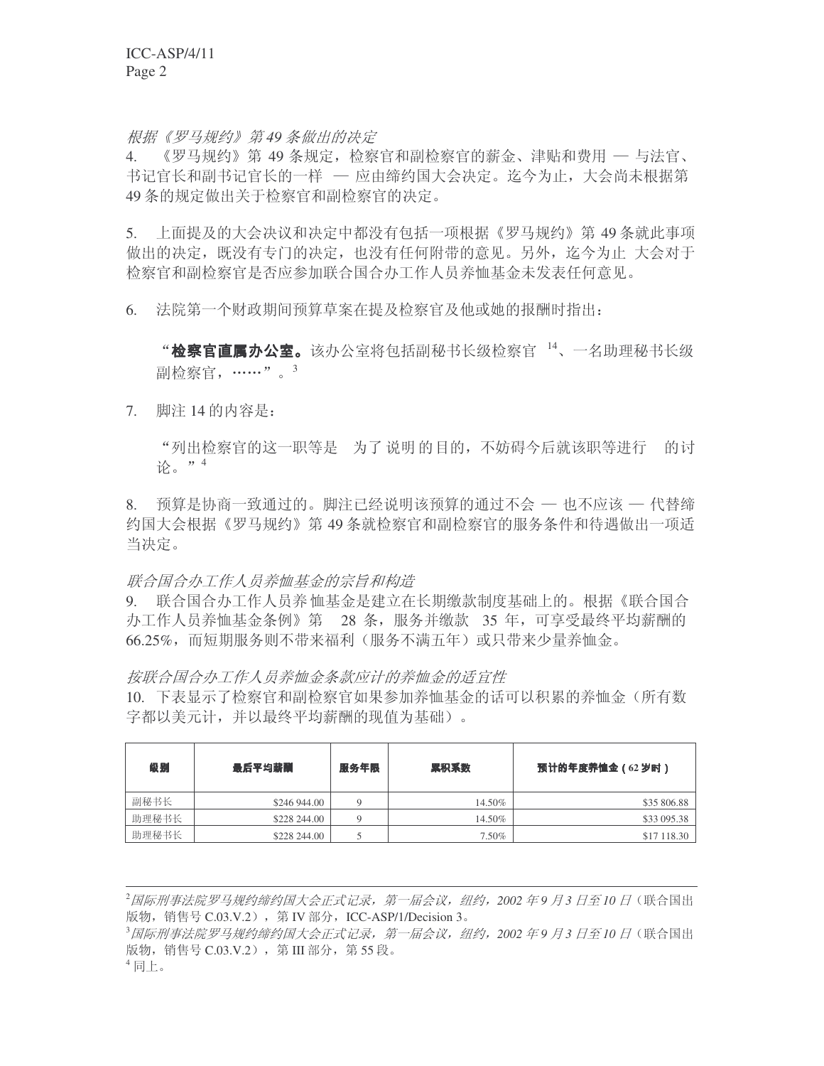*根据《罗马规约》第 49 条做出的决定*

4. 《罗马规约》第 49 条规定，检察官和副检察官的薪金、津贴和费用 — 与法官、书记官长和副书记官长的一样 — 应由缔约国大会决定。迄今为止，大会尚未根据第 49 条的规定做出关于检察官和副检察官的决定。

5. 上面提及的大会决议和决定中都没有包括一项根据《罗马规约》第 49 条就此事项做出的决定，既没有专门的决定，也没有任何附带的意见。另外，迄今为止 大会对于检察官和副检察官是否应参加联合国合办工作人员养恤基金未发表任何意见。

6. 法院第一个财政期间预算草案在提及检察官及他或她的报酬时指出：

> "**检察官直属办公室。**该办公室将包括副秘书长级检察官 [14]、一名助理秘书长级副检察官，……"。[3]

7. 脚注 14 的内容是：

> "列出检察官的这一职等是 为了 说明 的目的，不妨碍今后就该职等进行 的讨论。"[4]

8. 预算是协商一致通过的。脚注已经说明该预算的通过不会 — 也不应该 — 代替缔约国大会根据《罗马规约》第 49 条就检察官和副检察官的服务条件和待遇做出一项适当决定。

*联合国合办工作人员养恤基金的宗旨和构造*

9. 联合国合办工作人员养 恤基金是建立在长期缴款制度基础上的。根据《联合国合办工作人员养恤基金条例》第 28 条，服务并缴款 35 年，可享受最终平均薪酬的 66.25%，而短期服务则不带来福利（服务不满五年）或只带来少量养恤金。

*按联合国合办工作人员养恤金条款应计的养恤金的适宜性*

10. 下表显示了检察官和副检察官如果参加养恤基金的话可以积累的养恤金（所有数字都以美元计，并以最终平均薪酬的现值为基础）。

| 级别 | 最后平均薪酬 | 服务年限 | 累积系数 | 预计的年度养恤金（62 岁时） |
|---|---|---|---|---|
| 副秘书长 | $246 944.00 | 9 | 14.50% | $35 806.88 |
| 助理秘书长 | $228 244.00 | 9 | 14.50% | $33 095.38 |
| 助理秘书长 | $228 244.00 | 5 | 7.50% | $17 118.30 |

---

[2] *国际刑事法院罗马规约缔约国大会正式记录，第一届会议，纽约，2002 年 9 月 3 日至 10 日*（联合国出版物，销售号 C.03.V.2），第 IV 部分，ICC-ASP/1/Decision 3。

[3] *国际刑事法院罗马规约缔约国大会正式记录，第一届会议，纽约，2002 年 9 月 3 日至 10 日*（联合国出版物，销售号 C.03.V.2），第 III 部分，第 55 段。

[4] 同上。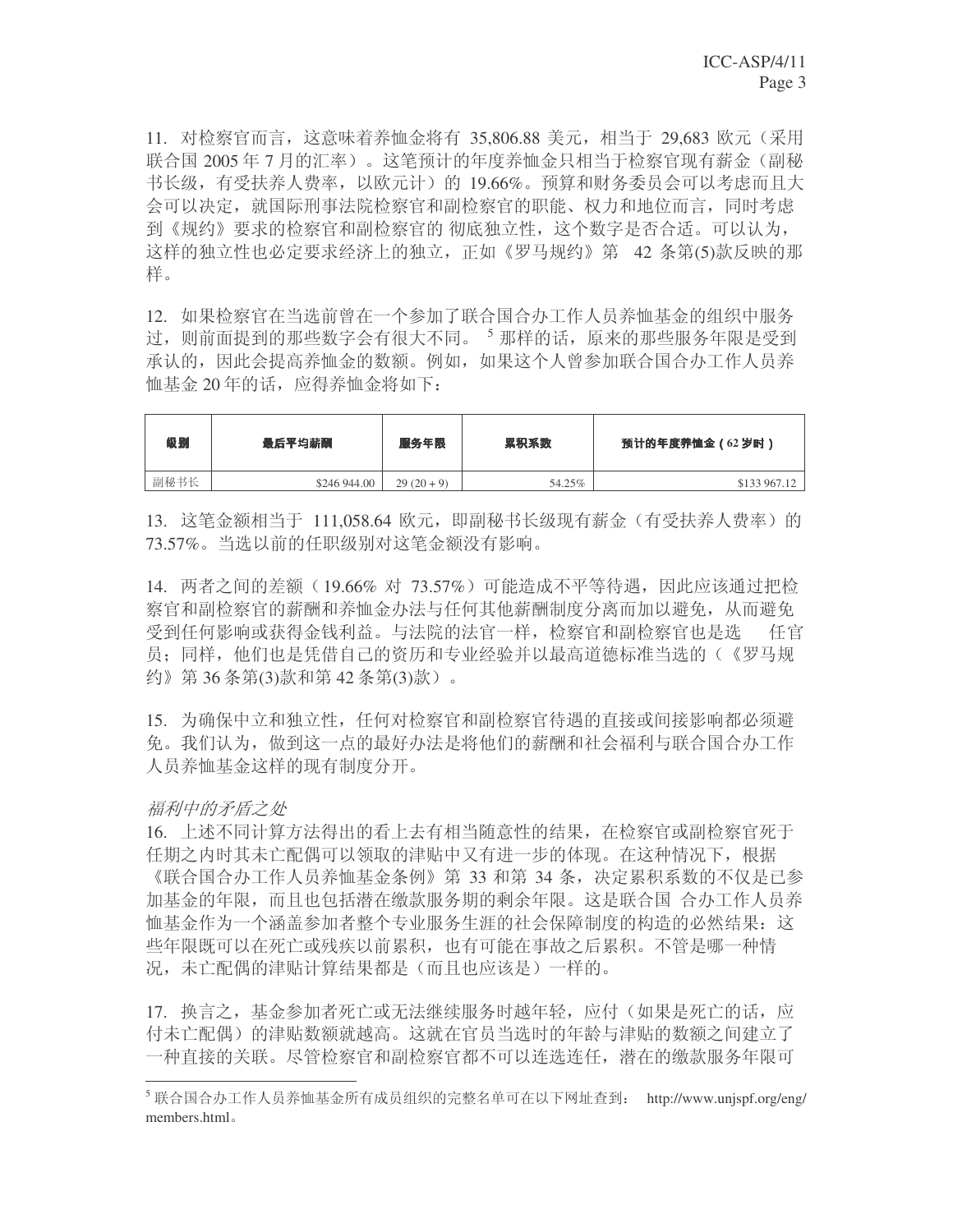11. 对检察官而言，这意味着养恤金将有 35,806.88 美元，相当于 29,683 欧元（采用联合国 2005 年 7 月的汇率）。这笔预计的年度养恤金只相当于检察官现有薪金（副秘书长级，有受扶养人费率，以欧元计）的 19.66%。预算和财务委员会可以考虑而且大会可以决定，就国际刑事法院检察官和副检察官的职能、权力和地位而言，同时考虑到《规约》要求的检察官和副检察官的 彻底独立性，这个数字是否合适。可以认为，这样的独立性也必定要求经济上的独立，正如《罗马规约》第 42 条第(5)款反映的那样。

12. 如果检察官在当选前曾在一个参加了联合国合办工作人员养恤基金的组织中服务过，则前面提到的那些数字会有很大不同。[5] 那样的话，原来的那些服务年限是受到承认的，因此会提高养恤金的数额。例如，如果这个人曾参加联合国合办工作人员养恤基金 20 年的话，应得养恤金将如下：

| 级别 | 最后平均薪酬 | 服务年限 | 累积系数 | 预计的年度养恤金（62 岁时） |
|---|---|---|---|---|
| 副秘书长 | $246 944.00 | 29 (20 + 9) | 54.25% | $133 967.12 |

13. 这笔金额相当于 111,058.64 欧元，即副秘书长级现有薪金（有受扶养人费率）的 73.57%。当选以前的任职级别对这笔金额没有影响。

14. 两者之间的差额（19.66% 对 73.57%）可能造成不平等待遇，因此应该通过把检察官和副检察官的薪酬和养恤金办法与任何其他薪酬制度分离而加以避免，从而避免受到任何影响或获得金钱利益。与法院的法官一样，检察官和副检察官也是选 任官员；同样，他们也是凭借自己的资历和专业经验并以最高道德标准当选的（《罗马规约》第 36 条第(3)款和第 42 条第(3)款）。

15. 为确保中立和独立性，任何对检察官和副检察官待遇的直接或间接影响都必须避免。我们认为，做到这一点的最好办法是将他们的薪酬和社会福利与联合国合办工作人员养恤基金这样的现有制度分开。

*福利中的矛盾之处*

16. 上述不同计算方法得出的看上去有相当随意性的结果，在检察官或副检察官死于任期之内时其未亡配偶可以领取的津贴中又有进一步的体现。在这种情况下，根据《联合国合办工作人员养恤基金条例》第 33 和第 34 条，决定累积系数的不仅是已参加基金的年限，而且也包括潜在缴款服务期的剩余年限。这是联合国 合办工作人员养恤基金作为一个涵盖参加者整个专业服务生涯的社会保障制度的构造的必然结果：这些年限既可以在死亡或残疾以前累积，也有可能在事故之后累积。不管是哪一种情况，未亡配偶的津贴计算结果都是（而且也应该是）一样的。

17. 换言之，基金参加者死亡或无法继续服务时越年轻，应付（如果是死亡的话，应付未亡配偶）的津贴数额就越高。这就在官员当选时的年龄与津贴的数额之间建立了一种直接的关联。尽管检察官和副检察官都不可以连选连任，潜在的缴款服务年限可

---

[5] 联合国合办工作人员养恤基金所有成员组织的完整名单可在以下网址查到： http://www.unjspf.org/eng/members.html。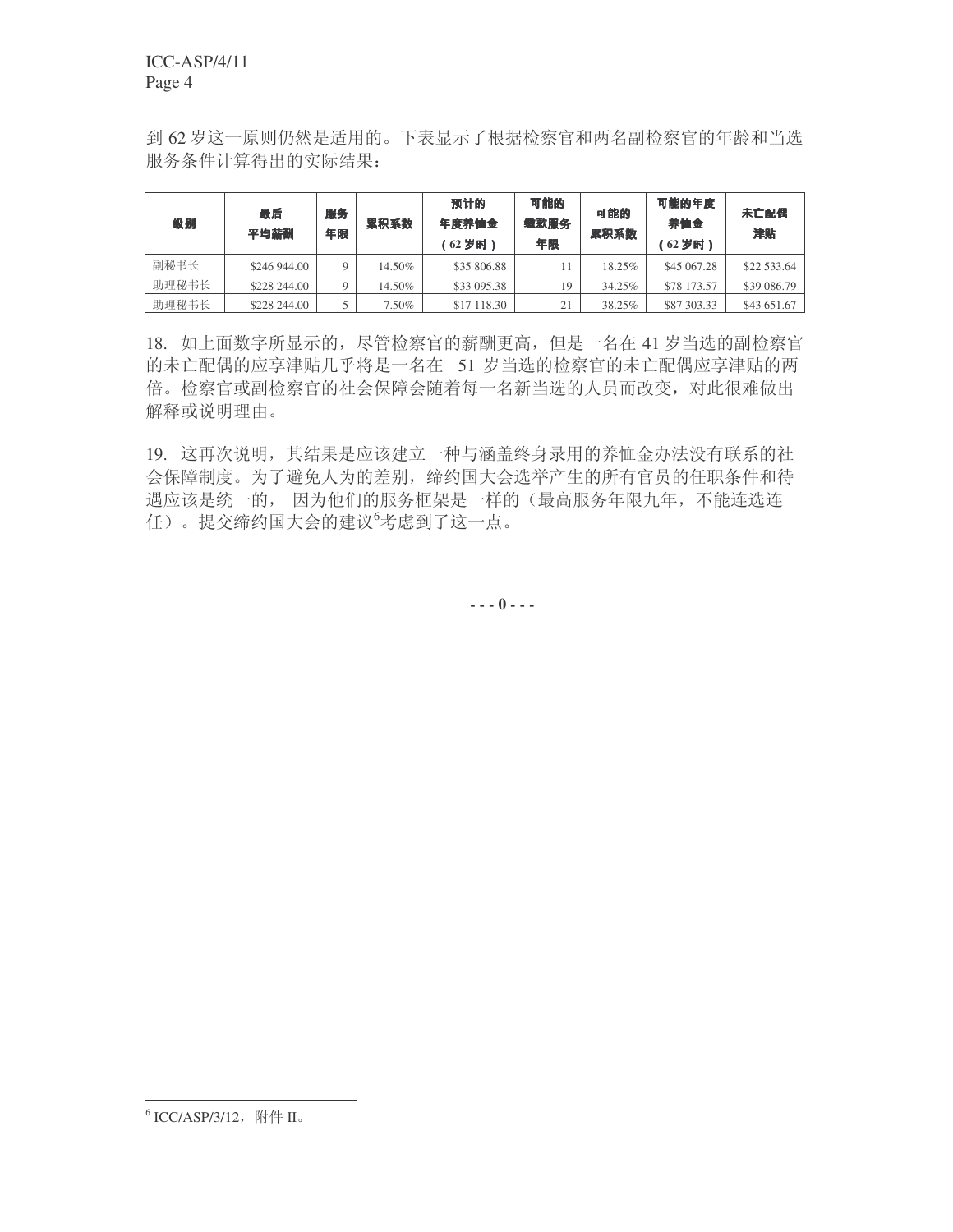到 62 岁这一原则仍然是适用的。下表显示了根据检察官和两名副检察官的年龄和当选服务条件计算得出的实际结果：

| 级别 | 最后平均薪酬 | 服务年限 | 累积系数 | 预计的年度养恤金（62 岁时） | 可能的缴款服务年限 | 可能的累积系数 | 可能的年度养恤金（62 岁时） | 未亡配偶津贴 |
|---|---|---|---|---|---|---|---|---|
| 副秘书长 | \$246 944.00 | 9 | 14.50% | \$35 806.88 | 11 | 18.25% | \$45 067.28 | \$22 533.64 |
| 助理秘书长 | \$228 244.00 | 9 | 14.50% | \$33 095.38 | 19 | 34.25% | \$78 173.57 | \$39 086.79 |
| 助理秘书长 | \$228 244.00 | 5 | 7.50% | \$17 118.30 | 21 | 38.25% | \$87 303.33 | \$43 651.67 |

18. 如上面数字所显示的，尽管检察官的薪酬更高，但是一名在 41 岁当选的副检察官的未亡配偶的应享津贴几乎将是一名在 51 岁当选的检察官的未亡配偶应享津贴的两倍。检察官或副检察官的社会保障会随着每一名新当选的人员而改变，对此很难做出解释或说明理由。

19. 这再次说明，其结果是应该建立一种与涵盖终身录用的养恤金办法没有联系的社会保障制度。为了避免人为的差别，缔约国大会选举产生的所有官员的任职条件和待遇应该是统一的， 因为他们的服务框架是一样的（最高服务年限九年，不能连选连任）。提交缔约国大会的建议[6]考虑到了这一点。

**- - - 0 - - -**

[6] ICC/ASP/3/12，附件 II。